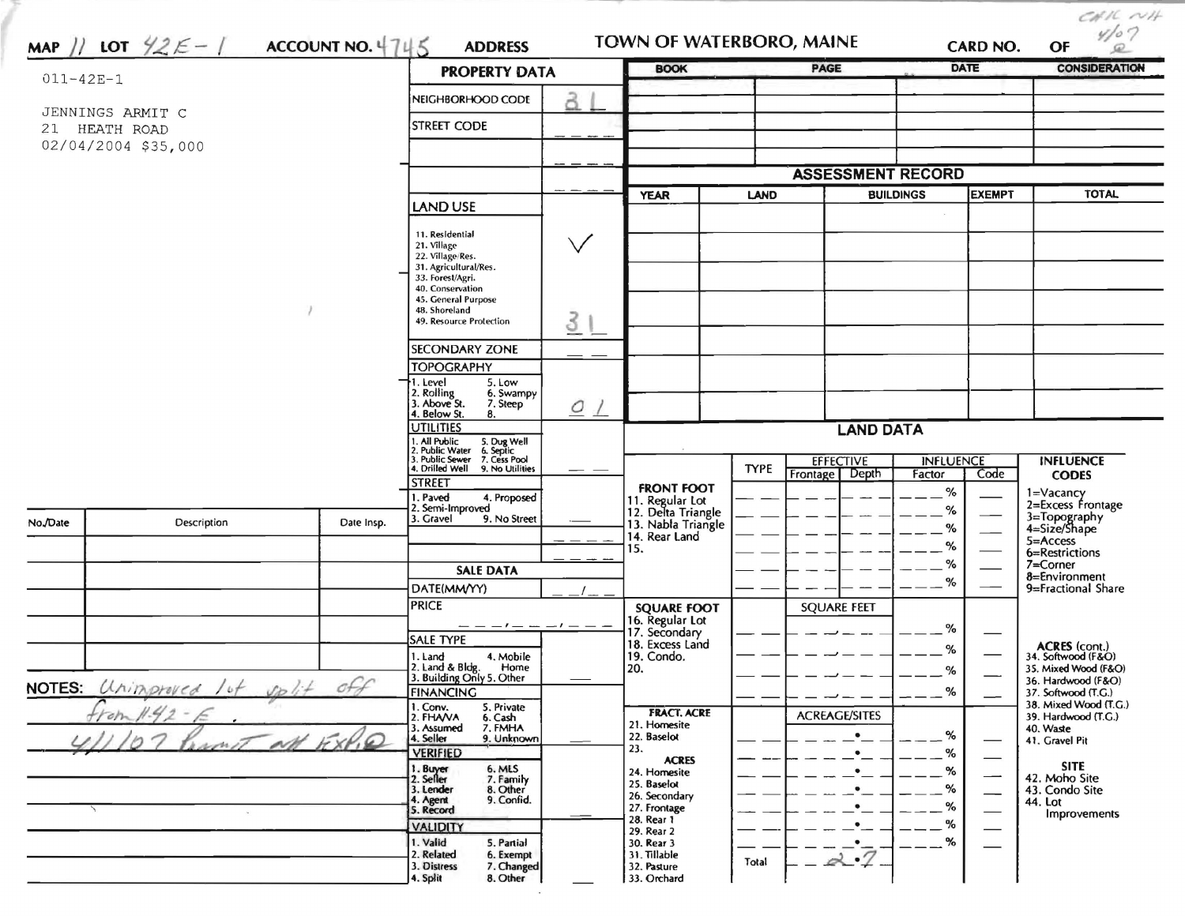MAP 11 LOT 42E-1 ACCOUNT NO. 4745 ADDRESS

TOWN OF WATERBORO, MAINE

CARD NO. OF

CHK NH 4/07

011-42E-1

JENNINGS ARMIT C
21 HEATH ROAD
02/04/2004 $35,000

## PROPERTY DATA

| | |
|---|---|
| NEIGHBORHOOD CODE | 31 |
| STREET CODE | |

### LAND USE

11. Residential
21. Village
22. Village/Res.
31. Agricultural/Res.
33. Forest/Agri.
40. Conservation
45. General Purpose
48. Shoreland
49. Resource Protection

✓ 31

### SECONDARY ZONE

### TOPOGRAPHY

1. Level
2. Rolling
3. Above St.
4. Below St.
5. Low
6. Swampy
7. Steep
8.

01

### UTILITIES

1. All Public
2. Public Water
3. Public Sewer
4. Drilled Well
5. Dug Well
6. Septic
7. Cess Pool
9. No Utilities

### STREET

1. Paved
2. Semi-Improved
3. Gravel
4. Proposed
9. No Street

### SALE DATA

DATE(MM/YY)

PRICE

### SALE TYPE

1. Land
2. Land & Bldg.
3. Building Only
4. Mobile Home
5. Other

### FINANCING

1. Conv.
2. FHA/VA
3. Assumed
4. Seller
5. Private
6. Cash
7. FMHA
9. Unknown

### VERIFIED

1. Buyer
2. Seller
3. Lender
4. Agent
5. Record
6. MLS
7. Family
8. Other
9. Confid.

### VALIDITY

1. Valid
2. Related
3. Distress
4. Split
5. Partial
6. Exempt
7. Changed
8. Other

| BOOK | PAGE | DATE | CONSIDERATION |
|---|---|---|---|
| | | | |

## ASSESSMENT RECORD

| YEAR | LAND | BUILDINGS | EXEMPT | TOTAL |
|---|---|---|---|---|
| | | | | |

## LAND DATA

| | TYPE | EFFECTIVE Frontage | EFFECTIVE Depth | INFLUENCE Factor | INFLUENCE Code |
|---|---|---|---|---|---|
| **FRONT FOOT** 11. Regular Lot 12. Delta Triangle 13. Nabla Triangle 14. Rear Land 15. | | | | % | |
| **SQUARE FOOT** 16. Regular Lot 17. Secondary 18. Excess Land 19. Condo. 20. | | SQUARE FEET | | % | |
| **FRACT. ACRE** 21. Homesite 22. Baselot 23. | | ACREAGE/SITES | | % | |
| **ACRES** 24. Homesite 25. Baselot 26. Secondary 27. Frontage 28. Rear 1 29. Rear 2 30. Rear 3 31. Tillable 32. Pasture 33. Orchard | | | | % | |
| | Total | 2.7 | | | |

**INFLUENCE CODES**

1=Vacancy
2=Excess Frontage
3=Topography
4=Size/Shape
5=Access
6=Restrictions
7=Corner
8=Environment
9=Fractional Share

**ACRES (cont.)**

34. Softwood (F&O)
35. Mixed Wood (F&O)
36. Hardwood (F&O)
37. Softwood (T.G.)
38. Mixed Wood (T.G.)
39. Hardwood (T.G.)
40. Waste
41. Gravel Pit

**SITE**

42. Moho Site
43. Condo Site
44. Lot

Improvements

| No./Date | Description | Date Insp. |
|---|---|---|
| | | |

NOTES: Unimproved lot split off from 11-42-E.
4/1/07 Permit all EXP.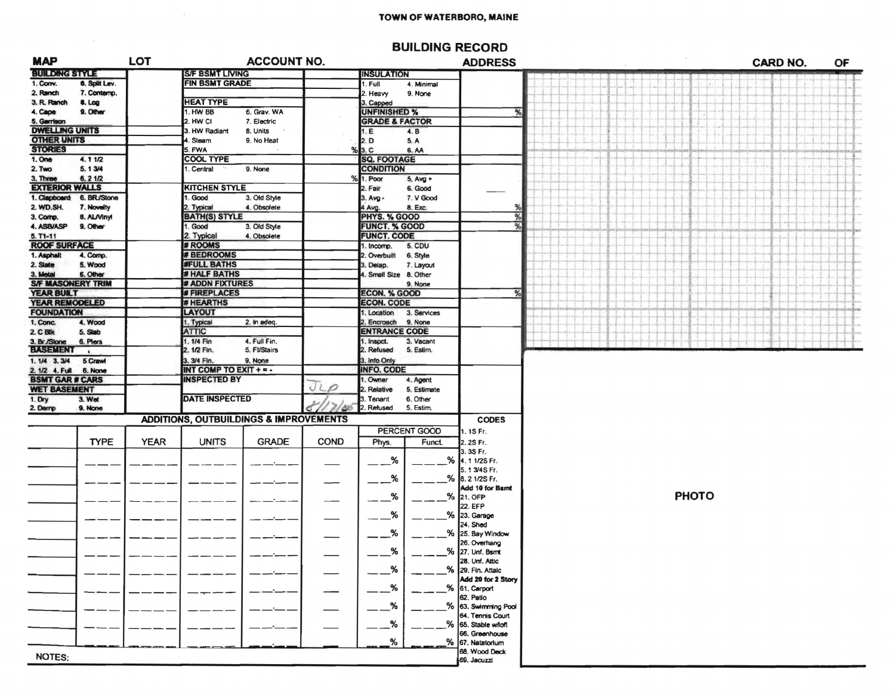TOWN OF WATERBORO, MAINE

# BUILDING RECORD

MAP LOT ACCOUNT NO. ADDRESS CARD NO. OF

| | | | | | |
|---|---|---|---|---|---|
| **BUILDING STYLE**<br>1. Conv. 6. Split Lev.<br>2. Ranch 7. Contemp.<br>3. R. Ranch 8. Log<br>4. Cape 9. Other<br>5. Garrison | | **S/F BSMT LIVING** | | **INSULATION**<br>1. Full 4. Minimal<br>2. Heavy 9. None<br>3. Capped | |
| **DWELLING UNITS** | | **FIN BSMT GRADE** | | **UNFINISHED %** | % |
| **OTHER UNITS** | | **HEAT TYPE**<br>1. HW BB 6. Grav. WA<br>2. HW CI 7. Electric<br>3. HW Radiant 8. Units<br>4. Steam 9. No Heat<br>5. FWA | % | **GRADE & FACTOR**<br>1. E 4. B<br>2. D 5. A<br>3. C 6. AA | |
| **STORIES**<br>1. One 4. 1 1/2<br>2. Two 5. 1 3/4<br>3. Three 6. 2 1/2 | | **COOL TYPE**<br>1. Central 9. None | % | **SQ. FOOTAGE** | |
| **EXTERIOR WALLS**<br>1. Clapboard 6. BR./Stone<br>2. WD.SH. 7. Novelty<br>3. Comp. 8. AL/Vinyl<br>4. ASB/ASP 9. Other<br>5. T1-11 | | **KITCHEN STYLE**<br>1. Good 3. Old Style<br>2. Typical 4. Obsolete | | **CONDITION**<br>1. Poor 5. Avg +<br>2. Fair 6. Good<br>3. Avg - 7. V Good<br>4 Avg. 8. Exc. | ___ % |
| | | **BATH(S) STYLE**<br>1. Good 3. Old Style<br>2. Typical 4. Obsolete | | **PHYS. % GOOD** | % |
| | | | | **FUNCT. % GOOD** | % |
| **ROOF SURFACE**<br>1. Asphalt 4. Comp.<br>2. Slate 5. Wood<br>3. Metal 6. Other | | **# ROOMS**<br>**# BEDROOMS**<br>**#FULL BATHS**<br>**# HALF BATHS** | | **FUNCT. CODE**<br>1. Incomp. 5. CDU<br>2. Overbuilt 6. Style<br>3. Depr. 7. Layout<br>4. Small Size 8. Other<br>9. None | |
| **S/F MASONRY TRIM** | | **# ADDN FIXTURES** | | | |
| **YEAR BUILT** | | **# FIREPLACES** | | **ECON. % GOOD** | % |
| **YEAR REMODELED** | | **# HEARTHS** | | **ECON. CODE**<br>1. Location 3. Services<br>2. Encroach 9. None | |
| **FOUNDATION**<br>1. Conc. 4. Wood<br>2. C Blk 5. Slab<br>3. Br./Stone 6. Piers | | **LAYOUT**<br>1. Typical 2. In adeq. | | | |
| | | **ATTIC**<br>1. 1/4 Fin 4. Full Fin.<br>2. 1/2 Fin. 5. Fl/Stairs<br>3. 3/4 Fin. 9. None | | **ENTRANCE CODE**<br>1. Inspct. 3. Vacant<br>2. Refused 5. Estim.<br>3. Info Only | |
| **BASEMENT**<br>1. 1/4 3. 3/4 5 Crawl<br>2. 1/2 4. Full 6. None | | **INT COMP TO EXIT + = -** | | **INFO. CODE** | |
| **BSMT GAR # CARS** | | **INSPECTED BY** | JLP | 1. Owner 4. Agent<br>2. Relative 5. Estimate | |
| **WET BASEMENT**<br>1. Dry 3. Wet<br>2. Damp 9. None | | **DATE INSPECTED** | 8/17/05 | 3. Tenant 6. Other<br>2. Refused 5. Estim. | |

## ADDITIONS, OUTBUILDINGS & IMPROVEMENTS

| | TYPE | YEAR | UNITS | GRADE | COND | PERCENT GOOD Phys. | PERCENT GOOD Funct. |
|---|---|---|---|---|---|---|---|
| | | | | | | % | % |
| | | | | | | % | % |
| | | | | | | % | % |
| | | | | | | % | % |
| | | | | | | % | % |
| | | | | | | % | % |
| | | | | | | % | % |
| | | | | | | % | % |
| | | | | | | % | % |
| | | | | | | % | % |
| | | | | | | % | % |

**CODES**
1. 1S Fr.
2. 2S Fr.
3. 3S Fr.
4. 1 1/2S Fr.
5. 1 3/4S Fr.
6. 2 1/2S Fr.
**Add 10 for Bsmt**
21. OFP
22. EFP
23. Garage
24. Shed
25. Bay Window
26. Overhang
27. Unf. Bsmt
28. Unf. Attic
29. Fin. Attaic
**Add 20 for 2 Story**
61. Carport
62. Patio
63. Swimming Pool
64. Tennis Court
65. Stable w/loft
66. Greenhouse
67. Natatorium
68. Wood Deck
69. Jacuzzi

NOTES:

PHOTO